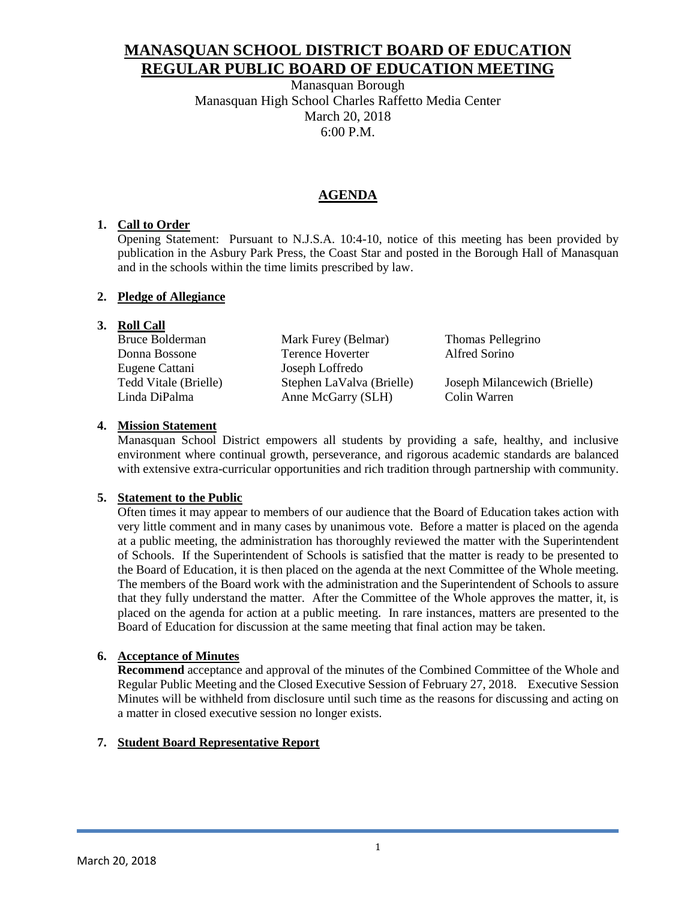# MANASQUAN SCHOOL DISTRICT BOARD OF EDUCATION
# REGULAR PUBLIC BOARD OF EDUCATION MEETING

Manasquan Borough
Manasquan High School Charles Raffetto Media Center
March 20, 2018
6:00 P.M.

## AGENDA

1. **Call to Order**
   Opening Statement: Pursuant to N.J.S.A. 10:4-10, notice of this meeting has been provided by publication in the Asbury Park Press, the Coast Star and posted in the Borough Hall of Manasquan and in the schools within the time limits prescribed by law.

2. **Pledge of Allegiance**

3. **Roll Call**

| | | |
|---|---|---|
| Bruce Bolderman | Mark Furey (Belmar) | Thomas Pellegrino |
| Donna Bossone | Terence Hoverter | Alfred Sorino |
| Eugene Cattani | Joseph Loffredo | |
| Tedd Vitale (Brielle) | Stephen LaValva (Brielle) | Joseph Milancewich (Brielle) |
| Linda DiPalma | Anne McGarry (SLH) | Colin Warren |

4. **Mission Statement**
   Manasquan School District empowers all students by providing a safe, healthy, and inclusive environment where continual growth, perseverance, and rigorous academic standards are balanced with extensive extra-curricular opportunities and rich tradition through partnership with community.

5. **Statement to the Public**
   Often times it may appear to members of our audience that the Board of Education takes action with very little comment and in many cases by unanimous vote. Before a matter is placed on the agenda at a public meeting, the administration has thoroughly reviewed the matter with the Superintendent of Schools. If the Superintendent of Schools is satisfied that the matter is ready to be presented to the Board of Education, it is then placed on the agenda at the next Committee of the Whole meeting. The members of the Board work with the administration and the Superintendent of Schools to assure that they fully understand the matter. After the Committee of the Whole approves the matter, it, is placed on the agenda for action at a public meeting. In rare instances, matters are presented to the Board of Education for discussion at the same meeting that final action may be taken.

6. **Acceptance of Minutes**
   **Recommend** acceptance and approval of the minutes of the Combined Committee of the Whole and Regular Public Meeting and the Closed Executive Session of February 27, 2018. Executive Session Minutes will be withheld from disclosure until such time as the reasons for discussing and acting on a matter in closed executive session no longer exists.

7. **Student Board Representative Report**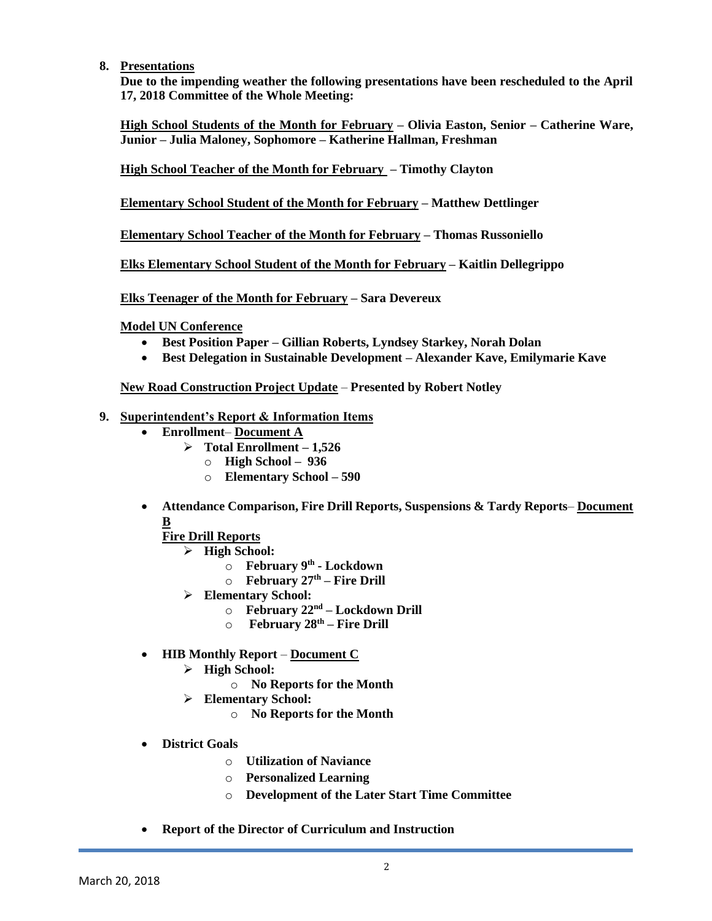**8. <u>Presentations</u>**

**Due to the impending weather the following presentations have been rescheduled to the April 17, 2018 Committee of the Whole Meeting:**

**<u>High School Students of the Month for February</u> – Olivia Easton, Senior – Catherine Ware, Junior – Julia Maloney, Sophomore – Katherine Hallman, Freshman**

**<u>High School Teacher of the Month for February</u> – Timothy Clayton**

**<u>Elementary School Student of the Month for February</u> – Matthew Dettlinger**

**<u>Elementary School Teacher of the Month for February</u> – Thomas Russoniello**

**<u>Elks Elementary School Student of the Month for February</u> – Kaitlin Dellegrippo**

**<u>Elks Teenager of the Month for February</u> – Sara Devereux**

**<u>Model UN Conference</u>**

- **Best Position Paper – Gillian Roberts, Lyndsey Starkey, Norah Dolan**
- **Best Delegation in Sustainable Development – Alexander Kave, Emilymarie Kave**

**<u>New Road Construction Project Update</u> – Presented by Robert Notley**

**9. <u>Superintendent's Report & Information Items</u>**

- **Enrollment– <u>Document A</u>**
  - **Total Enrollment – 1,526**
    - **High School – 936**
    - **Elementary School – 590**
- **Attendance Comparison, Fire Drill Reports, Suspensions & Tardy Reports– <u>Document B</u>**

  **<u>Fire Drill Reports</u>**
  - **High School:**
    - **February 9th - Lockdown**
    - **February 27th – Fire Drill**
  - **Elementary School:**
    - **February 22nd – Lockdown Drill**
    - **February 28th – Fire Drill**
- **HIB Monthly Report – <u>Document C</u>**
  - **High School:**
    - **No Reports for the Month**
  - **Elementary School:**
    - **No Reports for the Month**
- **District Goals**
  - **Utilization of Naviance**
  - **Personalized Learning**
  - **Development of the Later Start Time Committee**
- **Report of the Director of Curriculum and Instruction**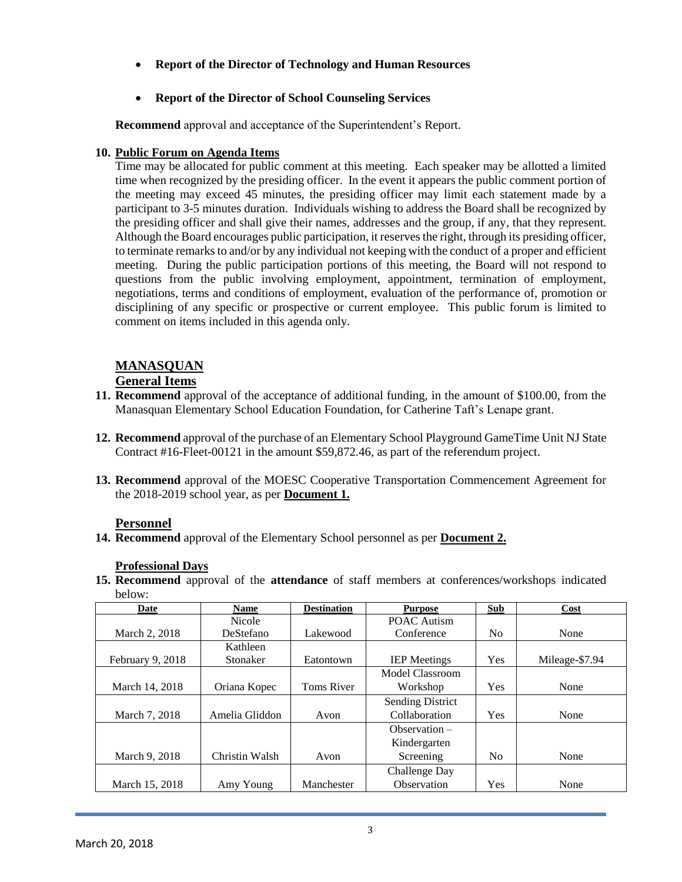- **Report of the Director of Technology and Human Resources**

- **Report of the Director of School Counseling Services**

**Recommend** approval and acceptance of the Superintendent's Report.

**10. Public Forum on Agenda Items**

Time may be allocated for public comment at this meeting. Each speaker may be allotted a limited time when recognized by the presiding officer. In the event it appears the public comment portion of the meeting may exceed 45 minutes, the presiding officer may limit each statement made by a participant to 3-5 minutes duration. Individuals wishing to address the Board shall be recognized by the presiding officer and shall give their names, addresses and the group, if any, that they represent. Although the Board encourages public participation, it reserves the right, through its presiding officer, to terminate remarks to and/or by any individual not keeping with the conduct of a proper and efficient meeting. During the public participation portions of this meeting, the Board will not respond to questions from the public involving employment, appointment, termination of employment, negotiations, terms and conditions of employment, evaluation of the performance of, promotion or disciplining of any specific or prospective or current employee. This public forum is limited to comment on items included in this agenda only.

## MANASQUAN

### General Items

**11. Recommend** approval of the acceptance of additional funding, in the amount of $100.00, from the Manasquan Elementary School Education Foundation, for Catherine Taft's Lenape grant.

**12. Recommend** approval of the purchase of an Elementary School Playground GameTime Unit NJ State Contract #16-Fleet-00121 in the amount $59,872.46, as part of the referendum project.

**13. Recommend** approval of the MOESC Cooperative Transportation Commencement Agreement for the 2018-2019 school year, as per **Document 1.**

### Personnel

**14. Recommend** approval of the Elementary School personnel as per **Document 2.**

**Professional Days**

**15. Recommend** approval of the **attendance** of staff members at conferences/workshops indicated below:

| Date | Name | Destination | Purpose | Sub | Cost |
|---|---|---|---|---|---|
| March 2, 2018 | Nicole DeStefano | Lakewood | POAC Autism Conference | No | None |
| February 9, 2018 | Kathleen Stonaker | Eatontown | IEP Meetings | Yes | Mileage-$7.94 |
| March 14, 2018 | Oriana Kopec | Toms River | Model Classroom Workshop | Yes | None |
| March 7, 2018 | Amelia Gliddon | Avon | Sending District Collaboration | Yes | None |
| March 9, 2018 | Christin Walsh | Avon | Observation – Kindergarten Screening | No | None |
| March 15, 2018 | Amy Young | Manchester | Challenge Day Observation | Yes | None |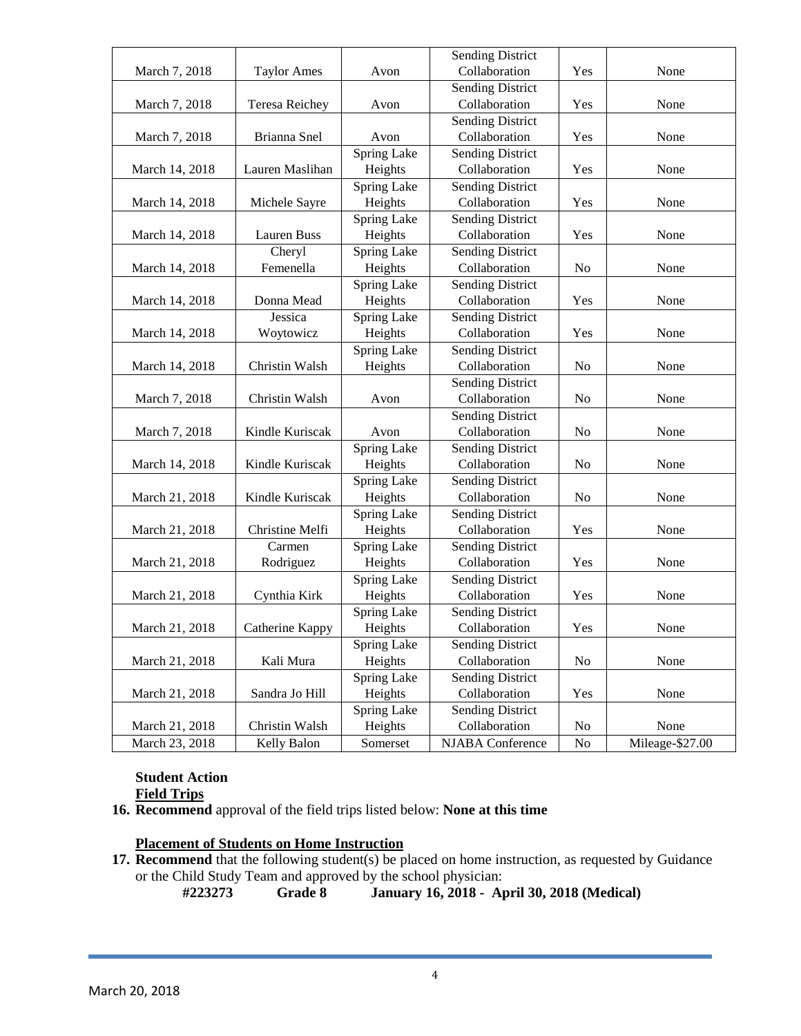| | | | | | |
|---|---|---|---|---|---|
| March 7, 2018 | Taylor Ames | Avon | Sending District Collaboration | Yes | None |
| March 7, 2018 | Teresa Reichey | Avon | Sending District Collaboration | Yes | None |
| March 7, 2018 | Brianna Snel | Avon | Sending District Collaboration | Yes | None |
| March 14, 2018 | Lauren Maslihan | Spring Lake Heights | Sending District Collaboration | Yes | None |
| March 14, 2018 | Michele Sayre | Spring Lake Heights | Sending District Collaboration | Yes | None |
| March 14, 2018 | Lauren Buss | Spring Lake Heights | Sending District Collaboration | Yes | None |
| March 14, 2018 | Cheryl Femenella | Spring Lake Heights | Sending District Collaboration | No | None |
| March 14, 2018 | Donna Mead | Spring Lake Heights | Sending District Collaboration | Yes | None |
| March 14, 2018 | Jessica Woytowicz | Spring Lake Heights | Sending District Collaboration | Yes | None |
| March 14, 2018 | Christin Walsh | Spring Lake Heights | Sending District Collaboration | No | None |
| March 7, 2018 | Christin Walsh | Avon | Sending District Collaboration | No | None |
| March 7, 2018 | Kindle Kuriscak | Avon | Sending District Collaboration | No | None |
| March 14, 2018 | Kindle Kuriscak | Spring Lake Heights | Sending District Collaboration | No | None |
| March 21, 2018 | Kindle Kuriscak | Spring Lake Heights | Sending District Collaboration | No | None |
| March 21, 2018 | Christine Melfi | Spring Lake Heights | Sending District Collaboration | Yes | None |
| March 21, 2018 | Carmen Rodriguez | Spring Lake Heights | Sending District Collaboration | Yes | None |
| March 21, 2018 | Cynthia Kirk | Spring Lake Heights | Sending District Collaboration | Yes | None |
| March 21, 2018 | Catherine Kappy | Spring Lake Heights | Sending District Collaboration | Yes | None |
| March 21, 2018 | Kali Mura | Spring Lake Heights | Sending District Collaboration | No | None |
| March 21, 2018 | Sandra Jo Hill | Spring Lake Heights | Sending District Collaboration | Yes | None |
| March 21, 2018 | Christin Walsh | Spring Lake Heights | Sending District Collaboration | No | None |
| March 23, 2018 | Kelly Balon | Somerset | NJABA Conference | No | Mileage-$27.00 |

**Student Action**

**Field Trips**

16. **Recommend** approval of the field trips listed below: **None at this time**

**Placement of Students on Home Instruction**

17. **Recommend** that the following student(s) be placed on home instruction, as requested by Guidance or the Child Study Team and approved by the school physician:

**#223273 Grade 8 January 16, 2018 - April 30, 2018 (Medical)**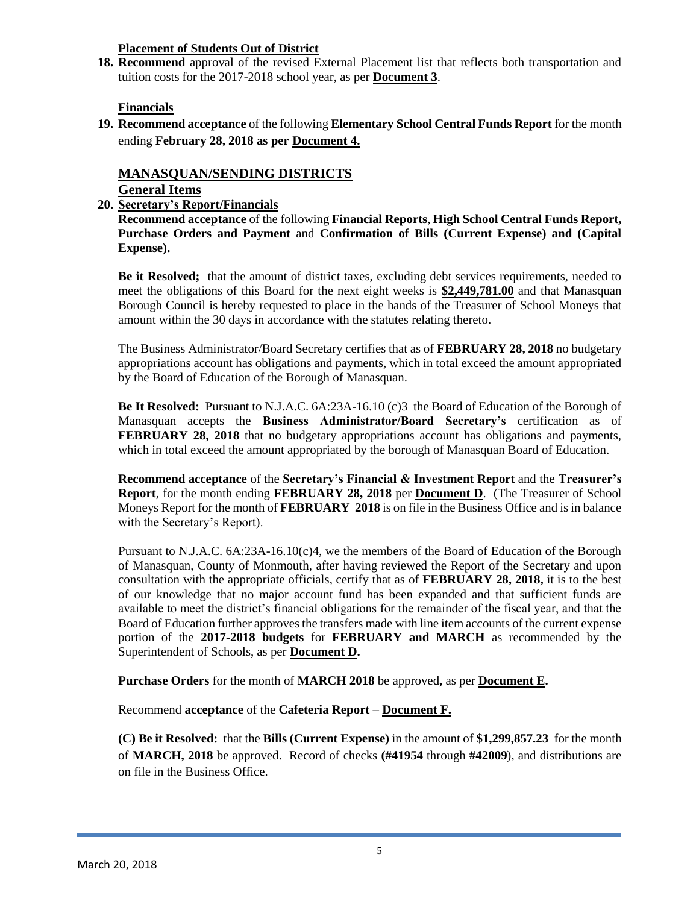**Placement of Students Out of District**

**18. Recommend** approval of the revised External Placement list that reflects both transportation and tuition costs for the 2017-2018 school year, as per **Document 3**.

**Financials**

**19. Recommend acceptance** of the following **Elementary School Central Funds Report** for the month ending **February 28, 2018 as per Document 4.**

## MANASQUAN/SENDING DISTRICTS

**General Items**

**20. Secretary's Report/Financials**

**Recommend acceptance** of the following **Financial Reports**, **High School Central Funds Report, Purchase Orders and Payment** and **Confirmation of Bills (Current Expense) and (Capital Expense).**

**Be it Resolved;** that the amount of district taxes, excluding debt services requirements, needed to meet the obligations of this Board for the next eight weeks is **$2,449,781.00** and that Manasquan Borough Council is hereby requested to place in the hands of the Treasurer of School Moneys that amount within the 30 days in accordance with the statutes relating thereto.

The Business Administrator/Board Secretary certifies that as of **FEBRUARY 28, 2018** no budgetary appropriations account has obligations and payments, which in total exceed the amount appropriated by the Board of Education of the Borough of Manasquan.

**Be It Resolved:** Pursuant to N.J.A.C. 6A:23A-16.10 (c)3 the Board of Education of the Borough of Manasquan accepts the **Business Administrator/Board Secretary's** certification as of **FEBRUARY 28, 2018** that no budgetary appropriations account has obligations and payments, which in total exceed the amount appropriated by the borough of Manasquan Board of Education.

**Recommend acceptance** of the **Secretary's Financial & Investment Report** and the **Treasurer's Report**, for the month ending **FEBRUARY 28, 2018** per **Document D**. (The Treasurer of School Moneys Report for the month of **FEBRUARY 2018** is on file in the Business Office and is in balance with the Secretary's Report).

Pursuant to N.J.A.C. 6A:23A-16.10(c)4, we the members of the Board of Education of the Borough of Manasquan, County of Monmouth, after having reviewed the Report of the Secretary and upon consultation with the appropriate officials, certify that as of **FEBRUARY 28, 2018,** it is to the best of our knowledge that no major account fund has been expanded and that sufficient funds are available to meet the district's financial obligations for the remainder of the fiscal year, and that the Board of Education further approves the transfers made with line item accounts of the current expense portion of the **2017-2018 budgets** for **FEBRUARY and MARCH** as recommended by the Superintendent of Schools, as per **Document D.**

**Purchase Orders** for the month of **MARCH 2018** be approved**,** as per **Document E.**

Recommend **acceptance** of the **Cafeteria Report** – **Document F.**

**(C) Be it Resolved:** that the **Bills (Current Expense)** in the amount of **$1,299,857.23** for the month of **MARCH, 2018** be approved. Record of checks **(#41954** through **#42009**), and distributions are on file in the Business Office.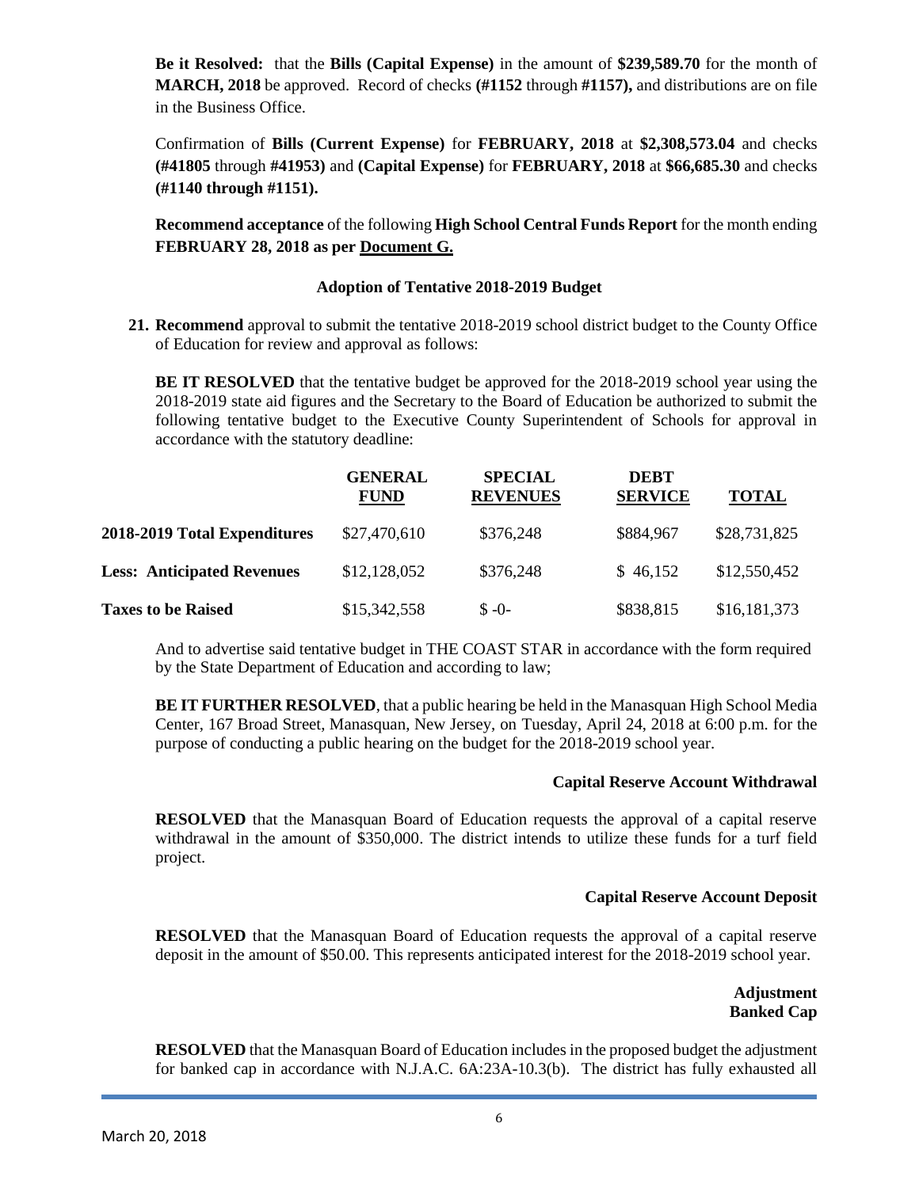**Be it Resolved:** that the **Bills (Capital Expense)** in the amount of **$239,589.70** for the month of **MARCH, 2018** be approved. Record of checks **(#1152** through **#1157),** and distributions are on file in the Business Office.

Confirmation of **Bills (Current Expense)** for **FEBRUARY, 2018** at **$2,308,573.04** and checks **(#41805** through **#41953)** and **(Capital Expense)** for **FEBRUARY, 2018** at **$66,685.30** and checks **(#1140 through #1151).**

**Recommend acceptance** of the following **High School Central Funds Report** for the month ending **FEBRUARY 28, 2018 as per Document G.**

**Adoption of Tentative 2018-2019 Budget**

21. **Recommend** approval to submit the tentative 2018-2019 school district budget to the County Office of Education for review and approval as follows:

**BE IT RESOLVED** that the tentative budget be approved for the 2018-2019 school year using the 2018-2019 state aid figures and the Secretary to the Board of Education be authorized to submit the following tentative budget to the Executive County Superintendent of Schools for approval in accordance with the statutory deadline:

| | **GENERAL FUND** | **SPECIAL REVENUES** | **DEBT SERVICE** | **TOTAL** |
|---|---|---|---|---|
| **2018-2019 Total Expenditures** | $27,470,610 | $376,248 | $884,967 | $28,731,825 |
| **Less: Anticipated Revenues** | $12,128,052 | $376,248 | $ 46,152 | $12,550,452 |
| **Taxes to be Raised** | $15,342,558 | $ -0- | $838,815 | $16,181,373 |

And to advertise said tentative budget in THE COAST STAR in accordance with the form required by the State Department of Education and according to law;

**BE IT FURTHER RESOLVED**, that a public hearing be held in the Manasquan High School Media Center, 167 Broad Street, Manasquan, New Jersey, on Tuesday, April 24, 2018 at 6:00 p.m. for the purpose of conducting a public hearing on the budget for the 2018-2019 school year.

**Capital Reserve Account Withdrawal**

**RESOLVED** that the Manasquan Board of Education requests the approval of a capital reserve withdrawal in the amount of $350,000. The district intends to utilize these funds for a turf field project.

**Capital Reserve Account Deposit**

**RESOLVED** that the Manasquan Board of Education requests the approval of a capital reserve deposit in the amount of $50.00. This represents anticipated interest for the 2018-2019 school year.

**Adjustment Banked Cap**

**RESOLVED** that the Manasquan Board of Education includes in the proposed budget the adjustment for banked cap in accordance with N.J.A.C. 6A:23A-10.3(b). The district has fully exhausted all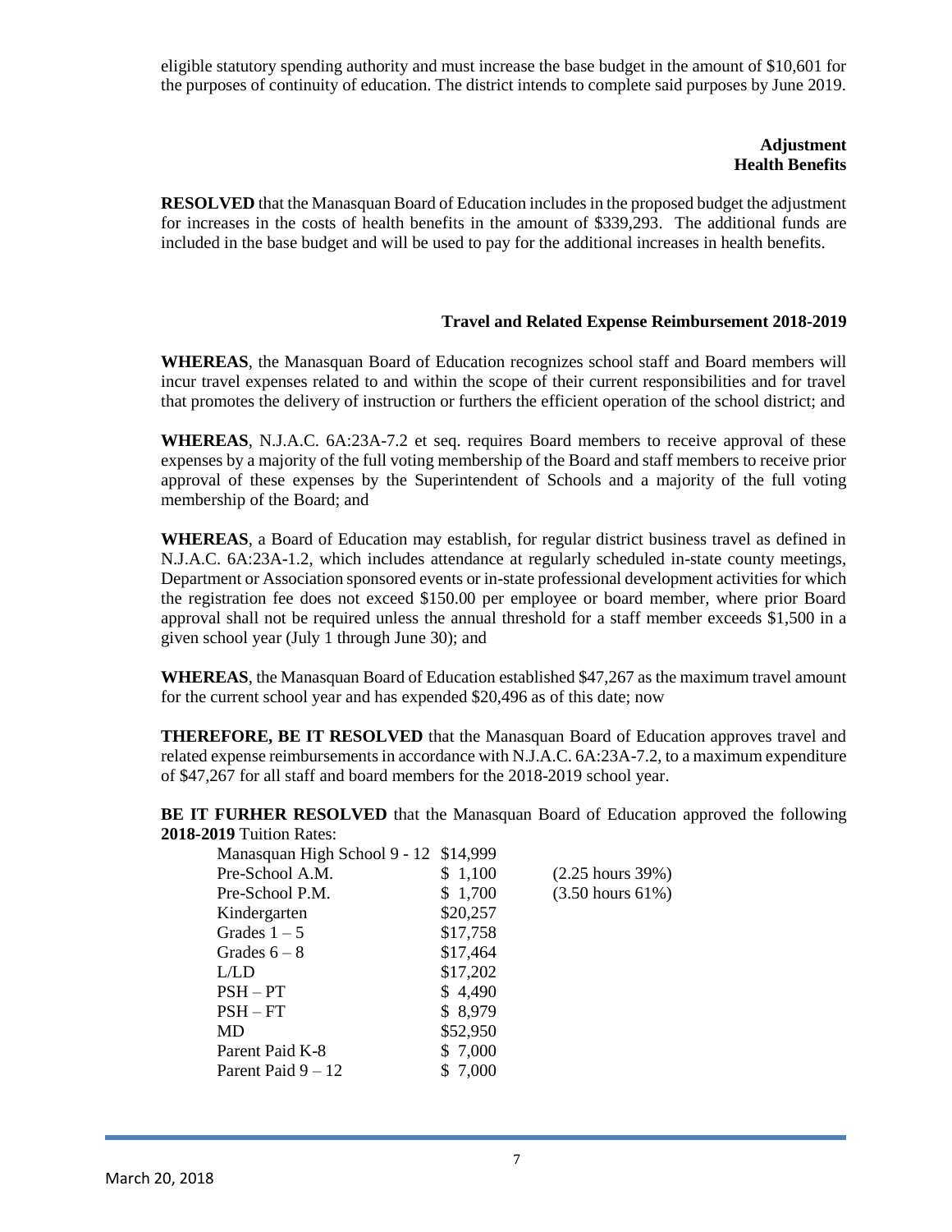eligible statutory spending authority and must increase the base budget in the amount of $10,601 for the purposes of continuity of education. The district intends to complete said purposes by June 2019.

**Adjustment**
**Health Benefits**

**RESOLVED** that the Manasquan Board of Education includes in the proposed budget the adjustment for increases in the costs of health benefits in the amount of $339,293. The additional funds are included in the base budget and will be used to pay for the additional increases in health benefits.

**Travel and Related Expense Reimbursement 2018-2019**

**WHEREAS**, the Manasquan Board of Education recognizes school staff and Board members will incur travel expenses related to and within the scope of their current responsibilities and for travel that promotes the delivery of instruction or furthers the efficient operation of the school district; and

**WHEREAS**, N.J.A.C. 6A:23A-7.2 et seq. requires Board members to receive approval of these expenses by a majority of the full voting membership of the Board and staff members to receive prior approval of these expenses by the Superintendent of Schools and a majority of the full voting membership of the Board; and

**WHEREAS**, a Board of Education may establish, for regular district business travel as defined in N.J.A.C. 6A:23A-1.2, which includes attendance at regularly scheduled in-state county meetings, Department or Association sponsored events or in-state professional development activities for which the registration fee does not exceed $150.00 per employee or board member, where prior Board approval shall not be required unless the annual threshold for a staff member exceeds $1,500 in a given school year (July 1 through June 30); and

**WHEREAS**, the Manasquan Board of Education established $47,267 as the maximum travel amount for the current school year and has expended $20,496 as of this date; now

**THEREFORE, BE IT RESOLVED** that the Manasquan Board of Education approves travel and related expense reimbursements in accordance with N.J.A.C. 6A:23A-7.2, to a maximum expenditure of $47,267 for all staff and board members for the 2018-2019 school year.

**BE IT FURHER RESOLVED** that the Manasquan Board of Education approved the following **2018-2019** Tuition Rates:

| | | |
|---|---|---|
| Manasquan High School 9 - 12 | $14,999 | |
| Pre-School A.M. | $ 1,100 | (2.25 hours 39%) |
| Pre-School P.M. | $ 1,700 | (3.50 hours 61%) |
| Kindergarten | $20,257 | |
| Grades 1 – 5 | $17,758 | |
| Grades 6 – 8 | $17,464 | |
| L/LD | $17,202 | |
| PSH – PT | $ 4,490 | |
| PSH – FT | $ 8,979 | |
| MD | $52,950 | |
| Parent Paid K-8 | $ 7,000 | |
| Parent Paid 9 – 12 | $ 7,000 | |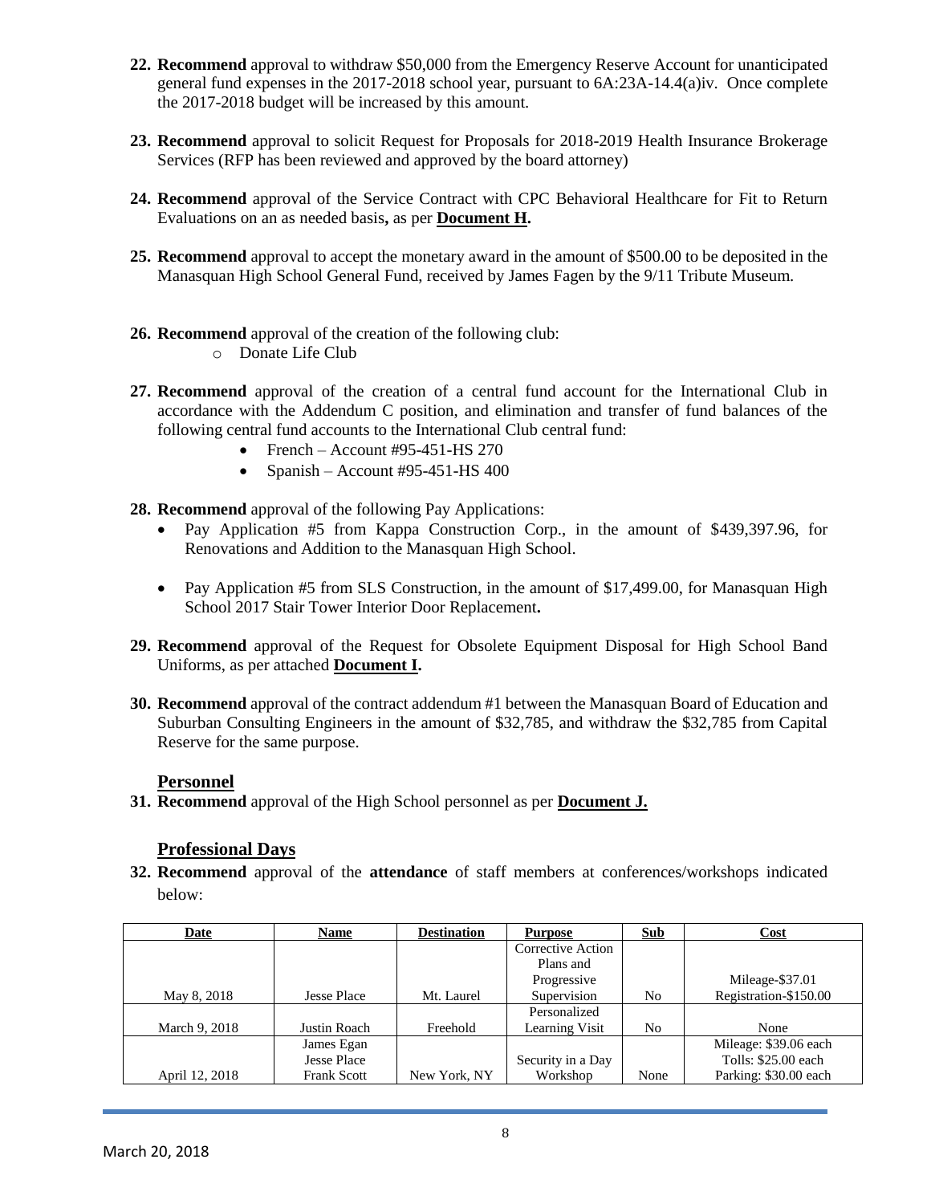22. **Recommend** approval to withdraw $50,000 from the Emergency Reserve Account for unanticipated general fund expenses in the 2017-2018 school year, pursuant to 6A:23A-14.4(a)iv. Once complete the 2017-2018 budget will be increased by this amount.

23. **Recommend** approval to solicit Request for Proposals for 2018-2019 Health Insurance Brokerage Services (RFP has been reviewed and approved by the board attorney)

24. **Recommend** approval of the Service Contract with CPC Behavioral Healthcare for Fit to Return Evaluations on an as needed basis**,** as per **Document H.**

25. **Recommend** approval to accept the monetary award in the amount of $500.00 to be deposited in the Manasquan High School General Fund, received by James Fagen by the 9/11 Tribute Museum.

26. **Recommend** approval of the creation of the following club:
    - Donate Life Club

27. **Recommend** approval of the creation of a central fund account for the International Club in accordance with the Addendum C position, and elimination and transfer of fund balances of the following central fund accounts to the International Club central fund:
    - French – Account #95-451-HS 270
    - Spanish – Account #95-451-HS 400

28. **Recommend** approval of the following Pay Applications:
    - Pay Application #5 from Kappa Construction Corp., in the amount of $439,397.96, for Renovations and Addition to the Manasquan High School.
    - Pay Application #5 from SLS Construction, in the amount of $17,499.00, for Manasquan High School 2017 Stair Tower Interior Door Replacement**.**

29. **Recommend** approval of the Request for Obsolete Equipment Disposal for High School Band Uniforms, as per attached **Document I.**

30. **Recommend** approval of the contract addendum #1 between the Manasquan Board of Education and Suburban Consulting Engineers in the amount of $32,785, and withdraw the $32,785 from Capital Reserve for the same purpose.

## Personnel

31. **Recommend** approval of the High School personnel as per **Document J.**

## Professional Days

32. **Recommend** approval of the **attendance** of staff members at conferences/workshops indicated below:

| Date | Name | Destination | Purpose | Sub | Cost |
|---|---|---|---|---|---|
| May 8, 2018 | Jesse Place | Mt. Laurel | Corrective Action Plans and Progressive Supervision | No | Mileage-$37.01<br>Registration-$150.00 |
| March 9, 2018 | Justin Roach | Freehold | Personalized Learning Visit | No | None |
| April 12, 2018 | James Egan<br>Jesse Place<br>Frank Scott | New York, NY | Security in a Day Workshop | None | Mileage: $39.06 each<br>Tolls: $25.00 each<br>Parking: $30.00 each |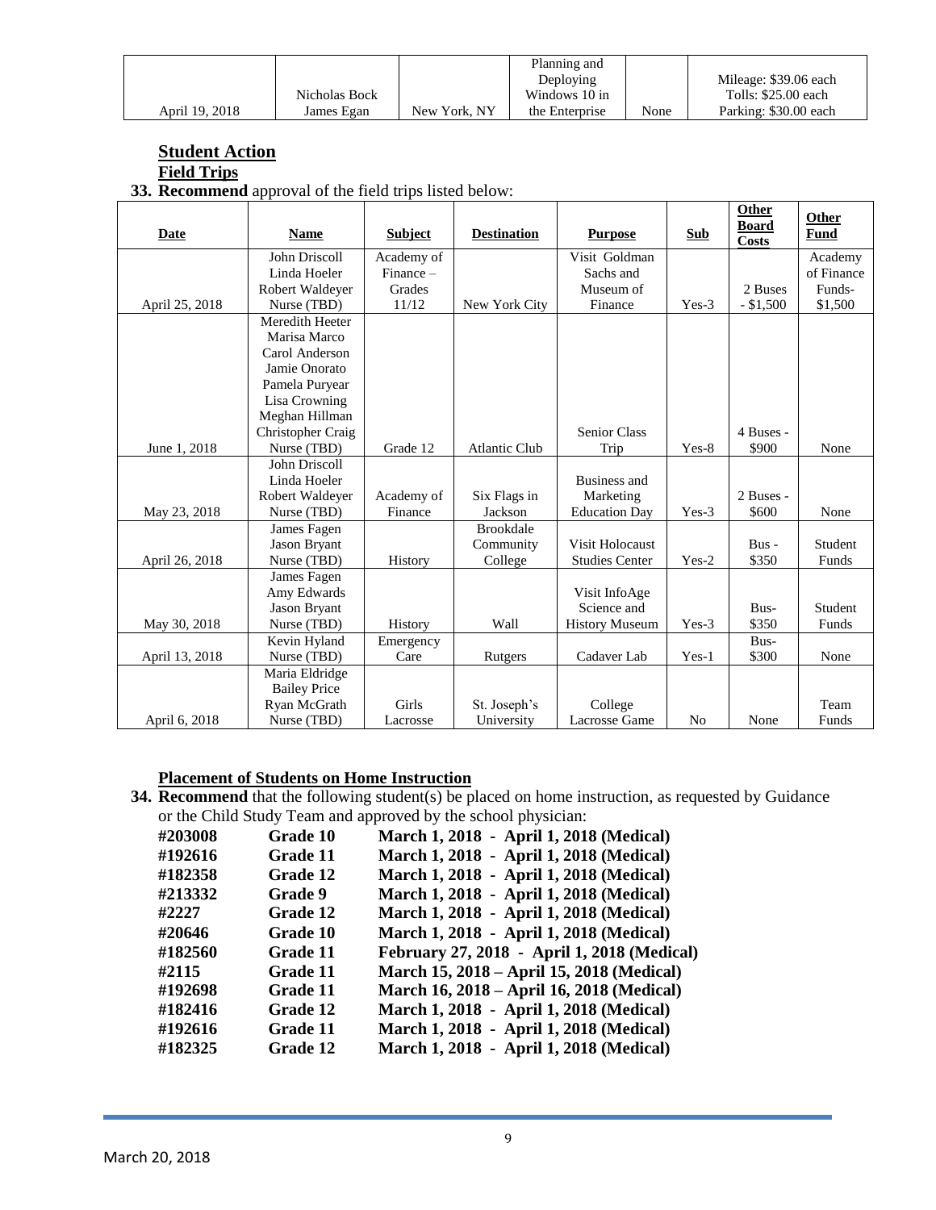| April 19, 2018 | Nicholas Bock<br>James Egan | New York, NY | Planning and Deploying Windows 10 in the Enterprise | None | Mileage: $39.06 each<br>Tolls: $25.00 each<br>Parking: $30.00 each |
|---|---|---|---|---|---|

## Student Action

### Field Trips

**33. Recommend** approval of the field trips listed below:

| Date | Name | Subject | Destination | Purpose | Sub | Other Board Costs | Other Fund |
|---|---|---|---|---|---|---|---|
| April 25, 2018 | John Driscoll<br>Linda Hoeler<br>Robert Waldeyer<br>Nurse (TBD) | Academy of Finance – Grades 11/12 | New York City | Visit Goldman Sachs and Museum of Finance | Yes-3 | 2 Buses - $1,500 | Academy of Finance Funds- $1,500 |
| June 1, 2018 | Meredith Heeter<br>Marisa Marco<br>Carol Anderson<br>Jamie Onorato<br>Pamela Puryear<br>Lisa Crowning<br>Meghan Hillman<br>Christopher Craig<br>Nurse (TBD) | Grade 12 | Atlantic Club | Senior Class Trip | Yes-8 | 4 Buses - $900 | None |
| May 23, 2018 | John Driscoll<br>Linda Hoeler<br>Robert Waldeyer<br>Nurse (TBD) | Academy of Finance | Six Flags in Jackson | Business and Marketing Education Day | Yes-3 | 2 Buses - $600 | None |
| April 26, 2018 | James Fagen<br>Jason Bryant<br>Nurse (TBD) | History | Brookdale Community College | Visit Holocaust Studies Center | Yes-2 | Bus - $350 | Student Funds |
| May 30, 2018 | James Fagen<br>Amy Edwards<br>Jason Bryant<br>Nurse (TBD) | History | Wall | Visit InfoAge Science and History Museum | Yes-3 | Bus- $350 | Student Funds |
| April 13, 2018 | Kevin Hyland<br>Nurse (TBD) | Emergency Care | Rutgers | Cadaver Lab | Yes-1 | Bus- $300 | None |
| April 6, 2018 | Maria Eldridge<br>Bailey Price<br>Ryan McGrath<br>Nurse (TBD) | Girls Lacrosse | St. Joseph's University | College Lacrosse Game | No | None | Team Funds |

### Placement of Students on Home Instruction

**34. Recommend** that the following student(s) be placed on home instruction, as requested by Guidance or the Child Study Team and approved by the school physician:

| | | |
|---|---|---|
| **#203008** | **Grade 10** | **March 1, 2018 - April 1, 2018 (Medical)** |
| **#192616** | **Grade 11** | **March 1, 2018 - April 1, 2018 (Medical)** |
| **#182358** | **Grade 12** | **March 1, 2018 - April 1, 2018 (Medical)** |
| **#213332** | **Grade 9** | **March 1, 2018 - April 1, 2018 (Medical)** |
| **#2227** | **Grade 12** | **March 1, 2018 - April 1, 2018 (Medical)** |
| **#20646** | **Grade 10** | **March 1, 2018 - April 1, 2018 (Medical)** |
| **#182560** | **Grade 11** | **February 27, 2018 - April 1, 2018 (Medical)** |
| **#2115** | **Grade 11** | **March 15, 2018 – April 15, 2018 (Medical)** |
| **#192698** | **Grade 11** | **March 16, 2018 – April 16, 2018 (Medical)** |
| **#182416** | **Grade 12** | **March 1, 2018 - April 1, 2018 (Medical)** |
| **#192616** | **Grade 11** | **March 1, 2018 - April 1, 2018 (Medical)** |
| **#182325** | **Grade 12** | **March 1, 2018 - April 1, 2018 (Medical)** |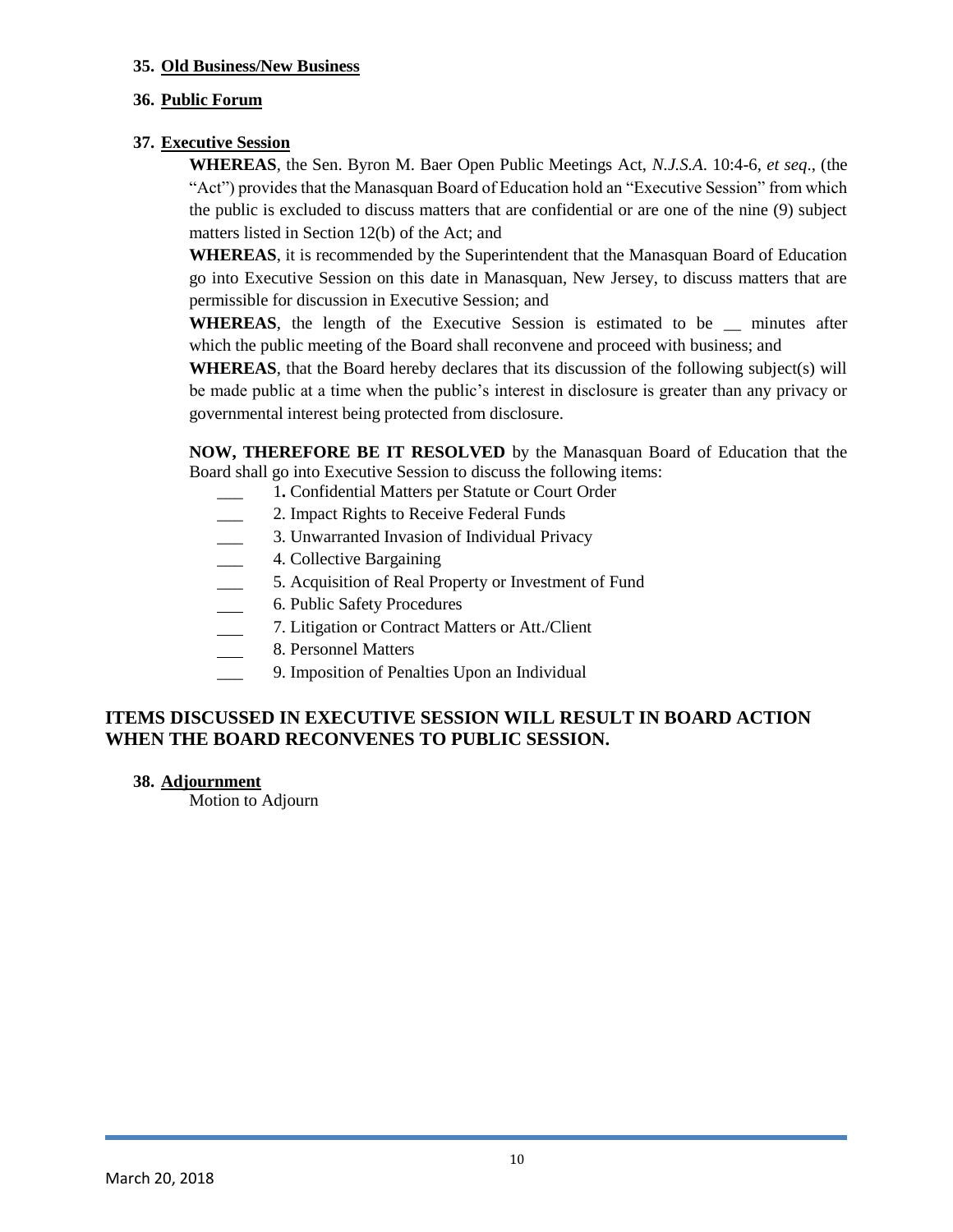**35. Old Business/New Business**

**36. Public Forum**

**37. Executive Session**

**WHEREAS**, the Sen. Byron M. Baer Open Public Meetings Act, *N.J.S.A.* 10:4-6, *et seq*., (the "Act") provides that the Manasquan Board of Education hold an "Executive Session" from which the public is excluded to discuss matters that are confidential or are one of the nine (9) subject matters listed in Section 12(b) of the Act; and

**WHEREAS**, it is recommended by the Superintendent that the Manasquan Board of Education go into Executive Session on this date in Manasquan, New Jersey, to discuss matters that are permissible for discussion in Executive Session; and

**WHEREAS**, the length of the Executive Session is estimated to be __ minutes after which the public meeting of the Board shall reconvene and proceed with business; and

**WHEREAS**, that the Board hereby declares that its discussion of the following subject(s) will be made public at a time when the public's interest in disclosure is greater than any privacy or governmental interest being protected from disclosure.

**NOW, THEREFORE BE IT RESOLVED** by the Manasquan Board of Education that the Board shall go into Executive Session to discuss the following items:

___ 1**.** Confidential Matters per Statute or Court Order
___ 2. Impact Rights to Receive Federal Funds
___ 3. Unwarranted Invasion of Individual Privacy
___ 4. Collective Bargaining
___ 5. Acquisition of Real Property or Investment of Fund
___ 6. Public Safety Procedures
___ 7. Litigation or Contract Matters or Att./Client
___ 8. Personnel Matters
___ 9. Imposition of Penalties Upon an Individual

**ITEMS DISCUSSED IN EXECUTIVE SESSION WILL RESULT IN BOARD ACTION WHEN THE BOARD RECONVENES TO PUBLIC SESSION.**

**38. Adjournment**

Motion to Adjourn